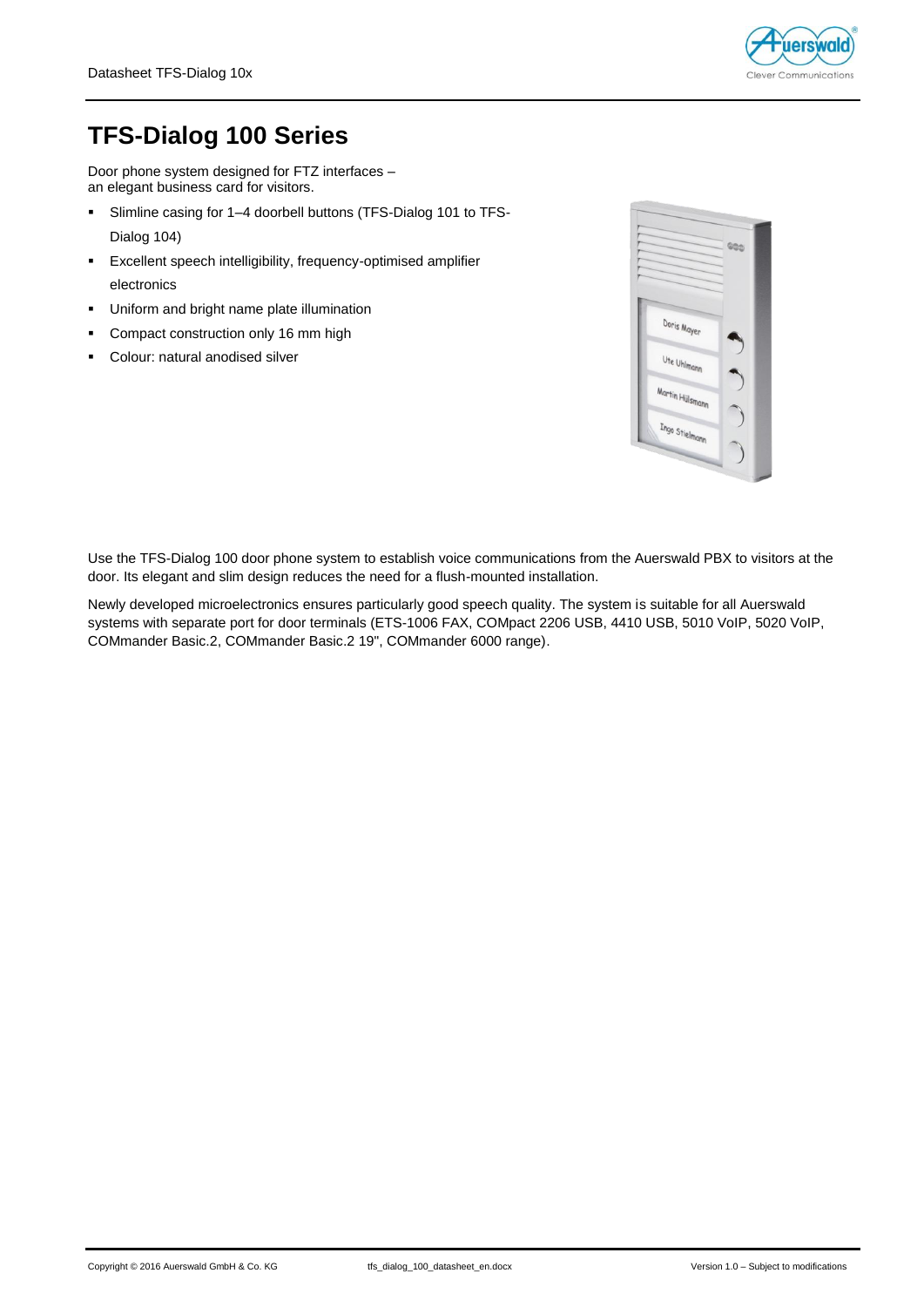# TFS-Dialog 100 Series

Door phone system designed for FTZ interfaces –
an elegant business card for visitors.

- Slimline casing for 1–4 doorbell buttons (TFS-Dialog 101 to TFS-Dialog 104)
- Excellent speech intelligibility, frequency-optimised amplifier electronics
- Uniform and bright name plate illumination
- Compact construction only 16 mm high
- Colour: natural anodised silver

Use the TFS-Dialog 100 door phone system to establish voice communications from the Auerswald PBX to visitors at the door. Its elegant and slim design reduces the need for a flush-mounted installation.

Newly developed microelectronics ensures particularly good speech quality. The system is suitable for all Auerswald systems with separate port for door terminals (ETS-1006 FAX, COMpact 2206 USB, 4410 USB, 5010 VoIP, 5020 VoIP, COMmander Basic.2, COMmander Basic.2 19", COMmander 6000 range).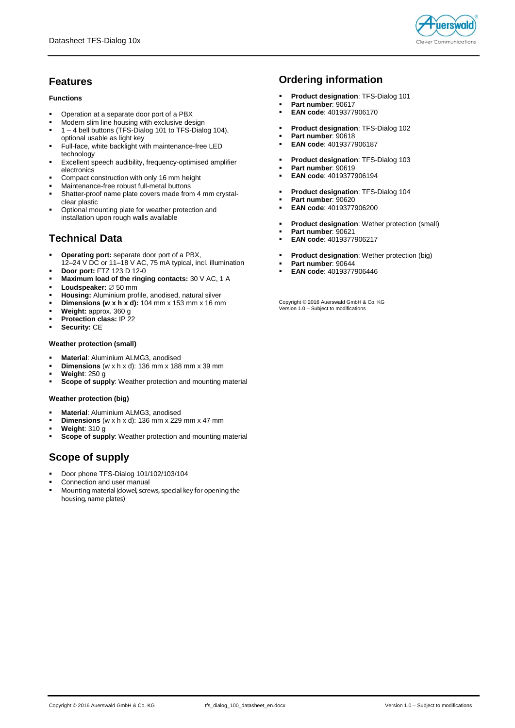## Features

### Functions

- Operation at a separate door port of a PBX
- Modern slim line housing with exclusive design
- 1 – 4 bell buttons (TFS-Dialog 101 to TFS-Dialog 104), optional usable as light key
- Full-face, white backlight with maintenance-free LED technology
- Excellent speech audibility, frequency-optimised amplifier electronics
- Compact construction with only 16 mm height
- Maintenance-free robust full-metal buttons
- Shatter-proof name plate covers made from 4 mm crystal-clear plastic
- Optional mounting plate for weather protection and installation upon rough walls available

## Technical Data

- **Operating port:** separate door port of a PBX, 12–24 V DC or 11–18 V AC, 75 mA typical, incl. illumination
- **Door port:** FTZ 123 D 12-0
- **Maximum load of the ringing contacts:** 30 V AC, 1 A
- **Loudspeaker:** ∅ 50 mm
- **Housing:** Aluminium profile, anodised, natural silver
- **Dimensions (w x h x d):** 104 mm x 153 mm x 16 mm
- **Weight:** approx. 360 g
- **Protection class:** IP 22
- **Security:** CE

### Weather protection (small)

- **Material**: Aluminium ALMG3, anodised
- **Dimensions** (w x h x d): 136 mm x 188 mm x 39 mm
- **Weight**: 250 g
- **Scope of supply**: Weather protection and mounting material

### Weather protection (big)

- **Material**: Aluminium ALMG3, anodised
- **Dimensions** (w x h x d): 136 mm x 229 mm x 47 mm
- **Weight**: 310 g
- **Scope of supply**: Weather protection and mounting material

## Scope of supply

- Door phone TFS-Dialog 101/102/103/104
- Connection and user manual
- Mounting material (dowel, screws, special key for opening the housing, name plates)

## Ordering information

- **Product designation**: TFS-Dialog 101
- **Part number**: 90617
- **EAN code**: 4019377906170

- **Product designation**: TFS-Dialog 102
- **Part number**: 90618
- **EAN code**: 4019377906187

- **Product designation**: TFS-Dialog 103
- **Part number**: 90619
- **EAN code**: 4019377906194

- **Product designation**: TFS-Dialog 104
- **Part number**: 90620
- **EAN code**: 4019377906200

- **Product designation**: Wether protection (small)
- **Part number**: 90621
- **EAN code**: 4019377906217

- **Product designation**: Wether protection (big)
- **Part number**: 90644
- **EAN code**: 4019377906446

Copyright © 2016 Auerswald GmbH & Co. KG
Version 1.0 – Subject to modifications